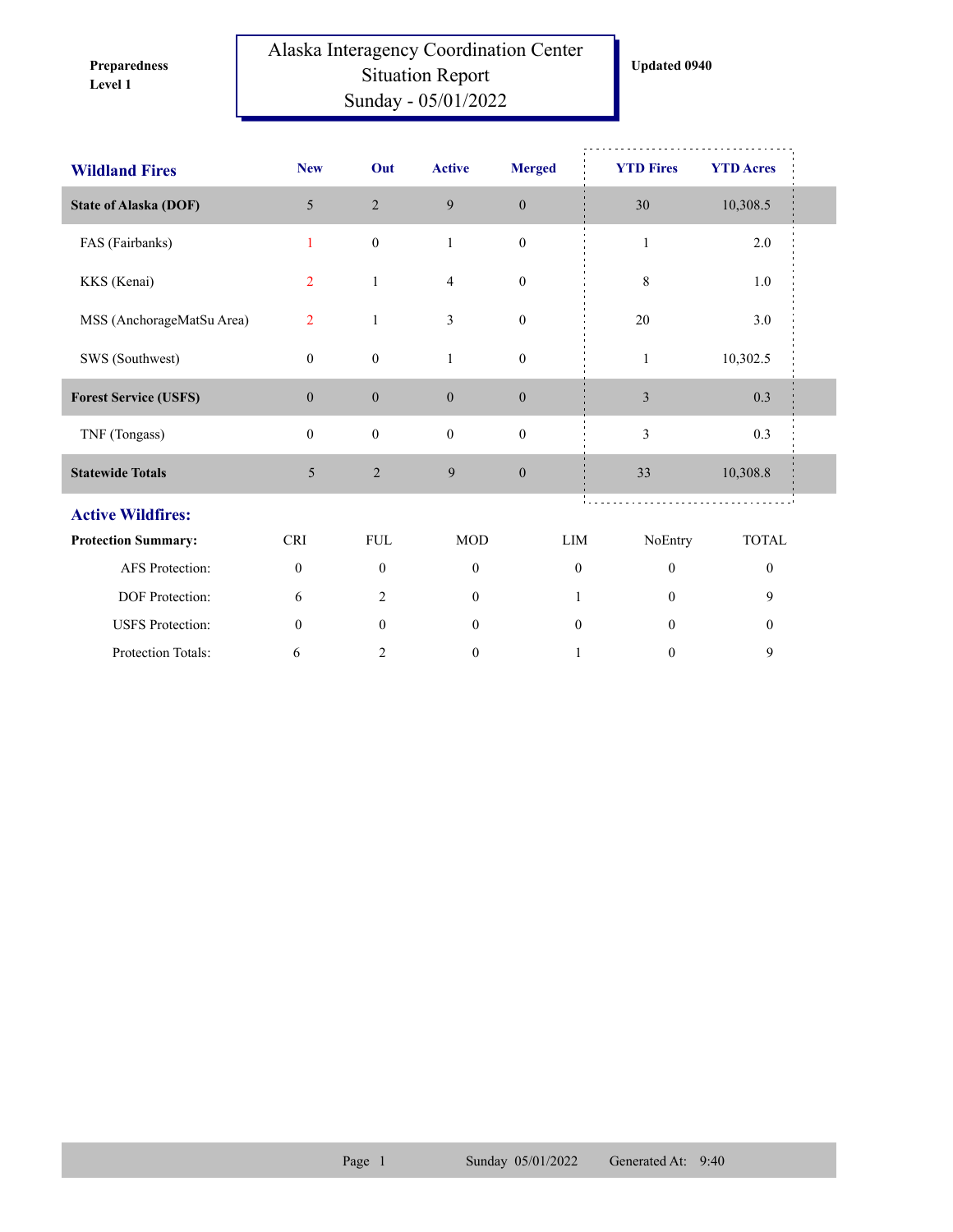**Preparedness Level 1**

# Alaska Interagency Coordination Center Situation Report Sunday - 05/01/2022

**Updated 0940**

| Wildland Fires | New | Out | Active | Merged | YTD Fires | YTD Acres |
|---|---|---|---|---|---|---|
| **State of Alaska (DOF)** | 5 | 2 | 9 | 0 | 30 | 10,308.5 |
| FAS (Fairbanks) | 1 | 0 | 1 | 0 | 1 | 2.0 |
| KKS (Kenai) | 2 | 1 | 4 | 0 | 8 | 1.0 |
| MSS (AnchorageMatSu Area) | 2 | 1 | 3 | 0 | 20 | 3.0 |
| SWS (Southwest) | 0 | 0 | 1 | 0 | 1 | 10,302.5 |
| **Forest Service (USFS)** | 0 | 0 | 0 | 0 | 3 | 0.3 |
| TNF (Tongass) | 0 | 0 | 0 | 0 | 3 | 0.3 |
| **Statewide Totals** | 5 | 2 | 9 | 0 | 33 | 10,308.8 |

## Active Wildfires:

| Protection Summary: | CRI | FUL | MOD | LIM | NoEntry | TOTAL |
|---|---|---|---|---|---|---|
| AFS Protection: | 0 | 0 | 0 | 0 | 0 | 0 |
| DOF Protection: | 6 | 2 | 0 | 1 | 0 | 9 |
| USFS Protection: | 0 | 0 | 0 | 0 | 0 | 0 |
| Protection Totals: | 6 | 2 | 0 | 1 | 0 | 9 |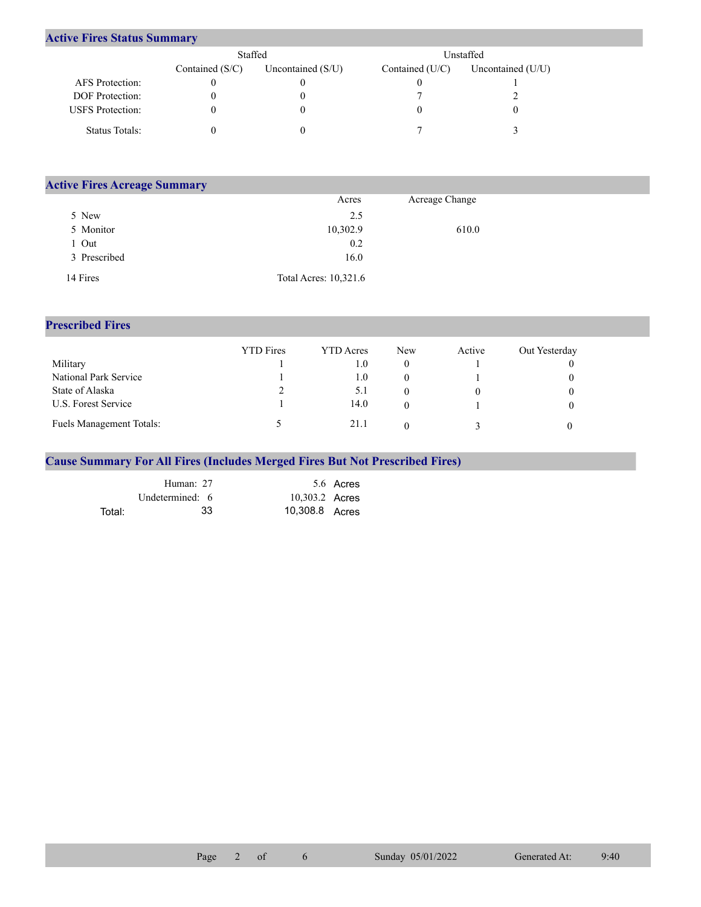## Active Fires Status Summary

| | Staffed | | Unstaffed | |
|---|---|---|---|---|
| | Contained (S/C) | Uncontained (S/U) | Contained (U/C) | Uncontained (U/U) |
| AFS Protection: | 0 | 0 | 0 | 1 |
| DOF Protection: | 0 | 0 | 7 | 2 |
| USFS Protection: | 0 | 0 | 0 | 0 |
| Status Totals: | 0 | 0 | 7 | 3 |

## Active Fires Acreage Summary

| | Acres | Acreage Change |
|---|---|---|
| 5 New | 2.5 | |
| 5 Monitor | 10,302.9 | 610.0 |
| 1 Out | 0.2 | |
| 3 Prescribed | 16.0 | |
| 14 Fires | Total Acres: 10,321.6 | |

## Prescribed Fires

| | YTD Fires | YTD Acres | New | Active | Out Yesterday |
|---|---|---|---|---|---|
| Military | 1 | 1.0 | 0 | 1 | 0 |
| National Park Service | 1 | 1.0 | 0 | 1 | 0 |
| State of Alaska | 2 | 5.1 | 0 | 0 | 0 |
| U.S. Forest Service | 1 | 14.0 | 0 | 1 | 0 |
| Fuels Management Totals: | 5 | 21.1 | 0 | 3 | 0 |

## Cause Summary For All Fires (Includes Merged Fires But Not Prescribed Fires)

| | | |
|---|---|---|
| Human: | 27 | 5.6 Acres |
| Undetermined: | 6 | 10,303.2 Acres |
| Total: | 33 | 10,308.8 Acres |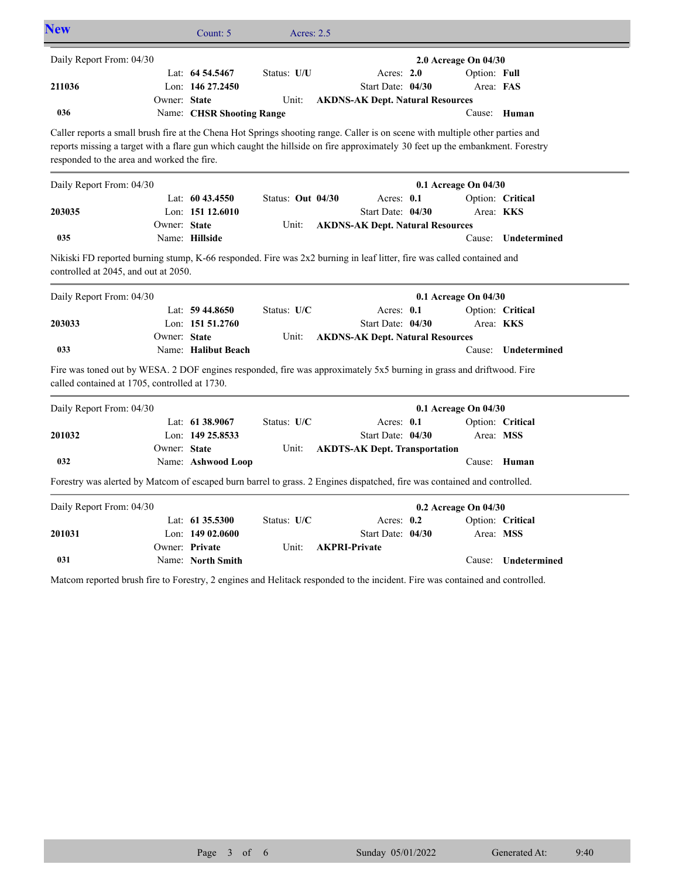## New

Count: 5 Acres: 2.5

---

Daily Report From: 04/30 **2.0 Acreage On 04/30**

| | | | | |
|---|---|---|---|---|
| **211036** | Lat: **64 54.5467** | Status: **U/U** | Acres: **2.0** | Option: **Full** |
| | Lon: **146 27.2450** | | Start Date: **04/30** | Area: **FAS** |
| | Owner: **State** | Unit: **AKDNS-AK Dept. Natural Resources** | | |
| **036** | Name: **CHSR Shooting Range** | | | Cause: **Human** |

Caller reports a small brush fire at the Chena Hot Springs shooting range. Caller is on scene with multiple other parties and reports missing a target with a flare gun which caught the hillside on fire approximately 30 feet up the embankment. Forestry responded to the area and worked the fire.

---

Daily Report From: 04/30 **0.1 Acreage On 04/30**

| | | | | |
|---|---|---|---|---|
| **203035** | Lat: **60 43.4550** | Status: **Out 04/30** | Acres: **0.1** | Option: **Critical** |
| | Lon: **151 12.6010** | | Start Date: **04/30** | Area: **KKS** |
| | Owner: **State** | Unit: **AKDNS-AK Dept. Natural Resources** | | |
| **035** | Name: **Hillside** | | | Cause: **Undetermined** |

Nikiski FD reported burning stump, K-66 responded. Fire was 2x2 burning in leaf litter, fire was called contained and controlled at 2045, and out at 2050.

---

Daily Report From: 04/30 **0.1 Acreage On 04/30**

| | | | | |
|---|---|---|---|---|
| **203033** | Lat: **59 44.8650** | Status: **U/C** | Acres: **0.1** | Option: **Critical** |
| | Lon: **151 51.2760** | | Start Date: **04/30** | Area: **KKS** |
| | Owner: **State** | Unit: **AKDNS-AK Dept. Natural Resources** | | |
| **033** | Name: **Halibut Beach** | | | Cause: **Undetermined** |

Fire was toned out by WESA. 2 DOF engines responded, fire was approximately 5x5 burning in grass and driftwood. Fire called contained at 1705, controlled at 1730.

---

Daily Report From: 04/30 **0.1 Acreage On 04/30**

| | | | | |
|---|---|---|---|---|
| **201032** | Lat: **61 38.9067** | Status: **U/C** | Acres: **0.1** | Option: **Critical** |
| | Lon: **149 25.8533** | | Start Date: **04/30** | Area: **MSS** |
| | Owner: **State** | Unit: **AKDTS-AK Dept. Transportation** | | |
| **032** | Name: **Ashwood Loop** | | | Cause: **Human** |

Forestry was alerted by Matcom of escaped burn barrel to grass. 2 Engines dispatched, fire was contained and controlled.

---

Daily Report From: 04/30 **0.2 Acreage On 04/30**

| | | | | |
|---|---|---|---|---|
| **201031** | Lat: **61 35.5300** | Status: **U/C** | Acres: **0.2** | Option: **Critical** |
| | Lon: **149 02.0600** | | Start Date: **04/30** | Area: **MSS** |
| | Owner: **Private** | Unit: **AKPRI-Private** | | |
| **031** | Name: **North Smith** | | | Cause: **Undetermined** |

Matcom reported brush fire to Forestry, 2 engines and Helitack responded to the incident. Fire was contained and controlled.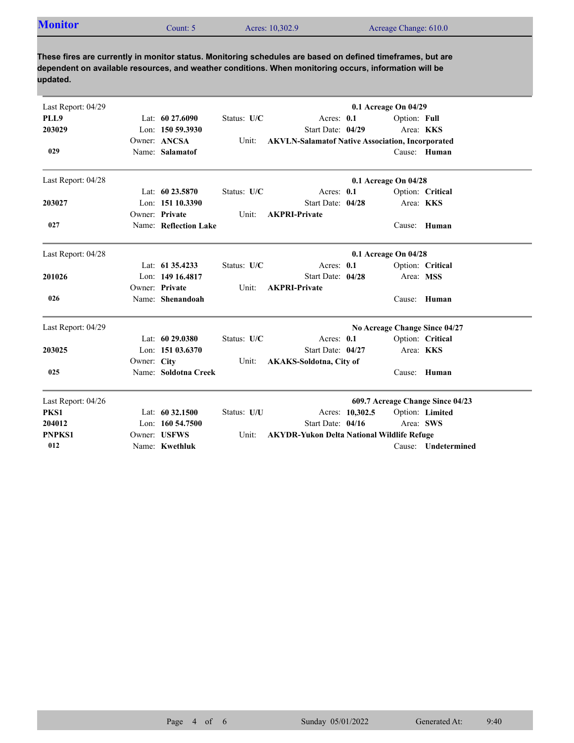## Monitor

Count: 5 | Acres: 10,302.9 | Acreage Change: 610.0

**These fires are currently in monitor status. Monitoring schedules are based on defined timeframes, but are dependent on available resources, and weather conditions. When monitoring occurs, information will be updated.**

---

Last Report: 04/29 — **0.1 Acreage On 04/29**

**PLL9**
**203029**
**029**

- Lat: **60 27.6090**
- Lon: **150 59.3930**
- Owner: **ANCSA**
- Name: **Salamatof**
- Status: **U/C**
- Unit: **AKVLN-Salamatof Native Association, Incorporated**
- Acres: **0.1**
- Start Date: **04/29**
- Option: **Full**
- Area: **KKS**
- Cause: **Human**

---

Last Report: 04/28 — **0.1 Acreage On 04/28**

**203027**
**027**

- Lat: **60 23.5870**
- Lon: **151 10.3390**
- Owner: **Private**
- Name: **Reflection Lake**
- Status: **U/C**
- Unit: **AKPRI-Private**
- Acres: **0.1**
- Start Date: **04/28**
- Option: **Critical**
- Area: **KKS**
- Cause: **Human**

---

Last Report: 04/28 — **0.1 Acreage On 04/28**

**201026**
**026**

- Lat: **61 35.4233**
- Lon: **149 16.4817**
- Owner: **Private**
- Name: **Shenandoah**
- Status: **U/C**
- Unit: **AKPRI-Private**
- Acres: **0.1**
- Start Date: **04/28**
- Option: **Critical**
- Area: **MSS**
- Cause: **Human**

---

Last Report: 04/29 — **No Acreage Change Since 04/27**

**203025**
**025**

- Lat: **60 29.0380**
- Lon: **151 03.6370**
- Owner: **City**
- Name: **Soldotna Creek**
- Status: **U/C**
- Unit: **AKAKS-Soldotna, City of**
- Acres: **0.1**
- Start Date: **04/27**
- Option: **Critical**
- Area: **KKS**
- Cause: **Human**

---

Last Report: 04/26 — **609.7 Acreage Change Since 04/23**

**PKS1**
**204012**
**PNPKS1**
**012**

- Lat: **60 32.1500**
- Lon: **160 54.7500**
- Owner: **USFWS**
- Name: **Kwethluk**
- Status: **U/U**
- Unit: **AKYDR-Yukon Delta National Wildlife Refuge**
- Acres: **10,302.5**
- Start Date: **04/16**
- Option: **Limited**
- Area: **SWS**
- Cause: **Undetermined**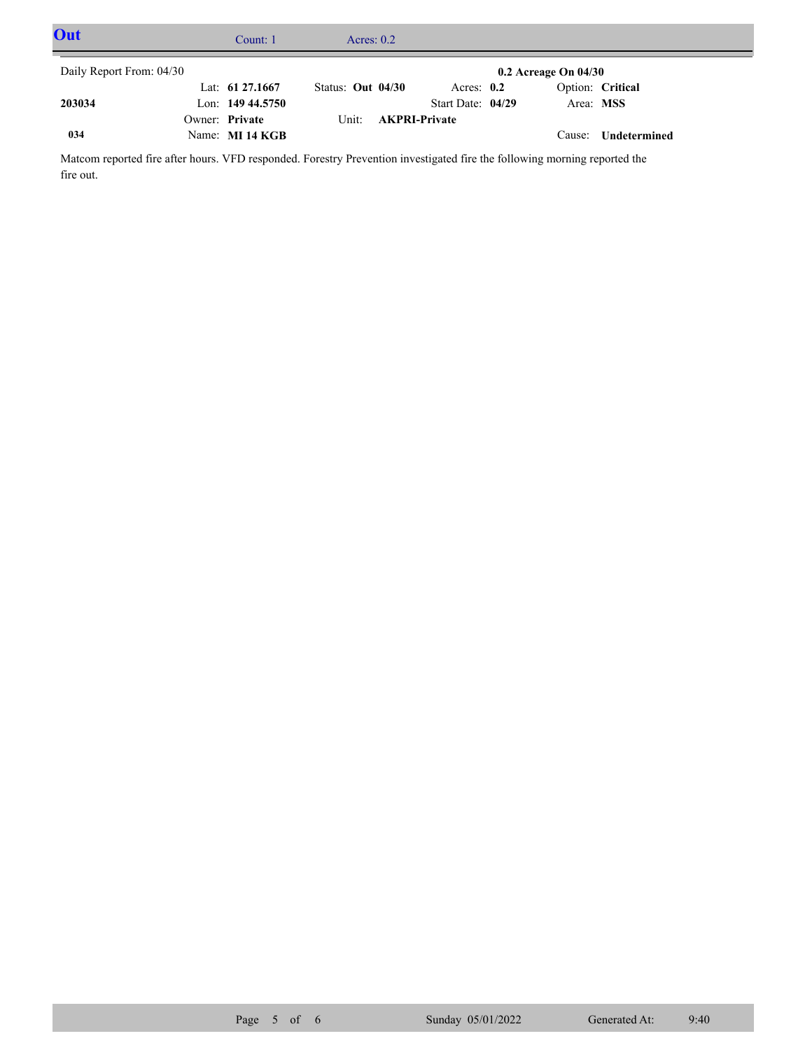## Out

Count: 1 Acres: 0.2

Daily Report From: 04/30

**0.2 Acreage On 04/30**

| | | | | |
|---|---|---|---|---|
| | Lat: **61 27.1667** | Status: **Out 04/30** | Acres: **0.2** | Option: **Critical** |
| **203034** | Lon: **149 44.5750** | | Start Date: **04/29** | Area: **MSS** |
| | Owner: **Private** | Unit: **AKPRI-Private** | | |
| **034** | Name: **MI 14 KGB** | | | Cause: **Undetermined** |

Matcom reported fire after hours. VFD responded. Forestry Prevention investigated fire the following morning reported the fire out.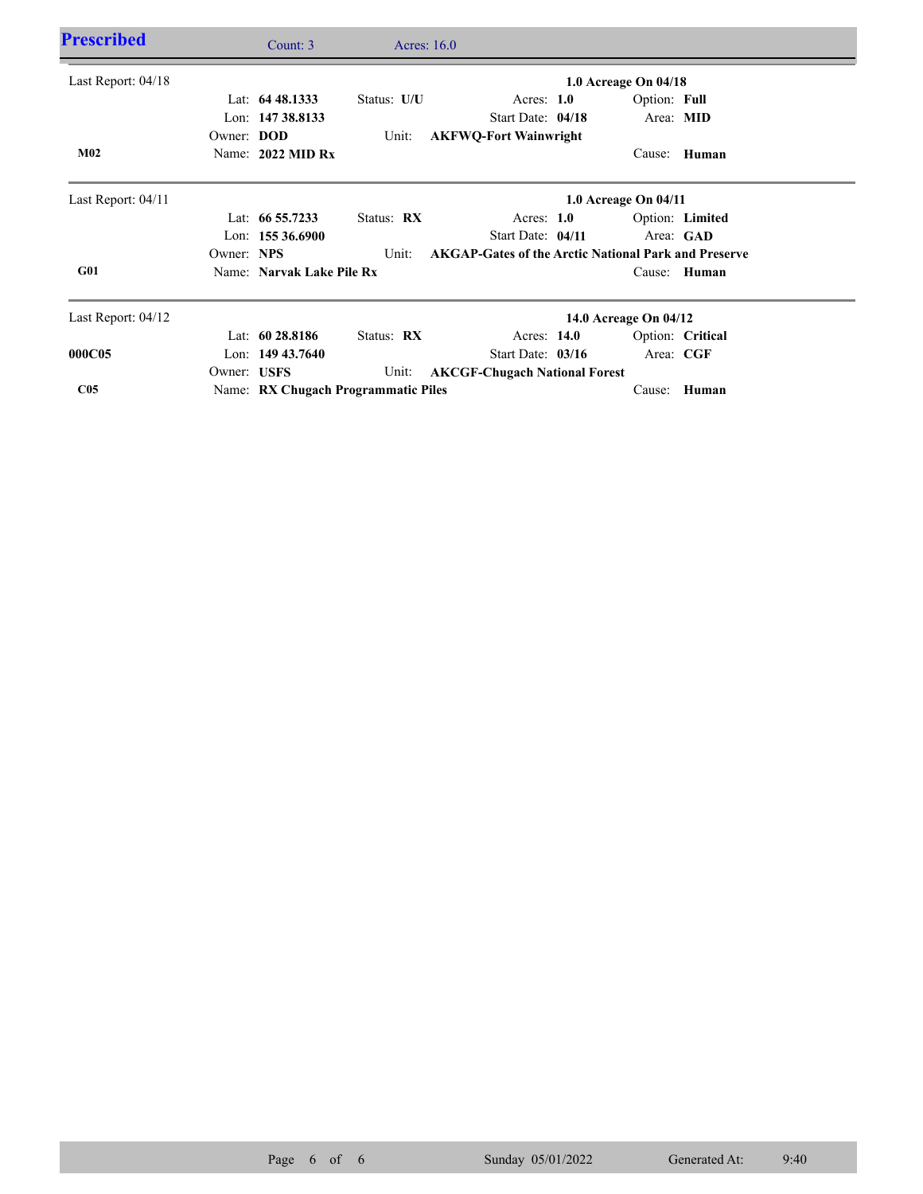## Prescribed

Count: 3 Acres: 16.0

---

Last Report: 04/18

**1.0 Acreage On 04/18**

| | | | | |
|---|---|---|---|---|
| | Lat: **64 48.1333** | Status: **U/U** | Acres: **1.0** | Option: **Full** |
| | Lon: **147 38.8133** | | Start Date: **04/18** | Area: **MID** |
| | Owner: **DOD** | Unit: **AKFWQ-Fort Wainwright** | | |
| **M02** | Name: **2022 MID Rx** | | | Cause: **Human** |

---

Last Report: 04/11

**1.0 Acreage On 04/11**

| | | | | |
|---|---|---|---|---|
| | Lat: **66 55.7233** | Status: **RX** | Acres: **1.0** | Option: **Limited** |
| | Lon: **155 36.6900** | | Start Date: **04/11** | Area: **GAD** |
| | Owner: **NPS** | Unit: **AKGAP-Gates of the Arctic National Park and Preserve** | | |
| **G01** | Name: **Narvak Lake Pile Rx** | | | Cause: **Human** |

---

Last Report: 04/12

**14.0 Acreage On 04/12**

| | | | | |
|---|---|---|---|---|
| | Lat: **60 28.8186** | Status: **RX** | Acres: **14.0** | Option: **Critical** |
| **000C05** | Lon: **149 43.7640** | | Start Date: **03/16** | Area: **CGF** |
| | Owner: **USFS** | Unit: **AKCGF-Chugach National Forest** | | |
| **C05** | Name: **RX Chugach Programmatic Piles** | | | Cause: **Human** |

Sunday 05/01/2022 Generated At: 9:40